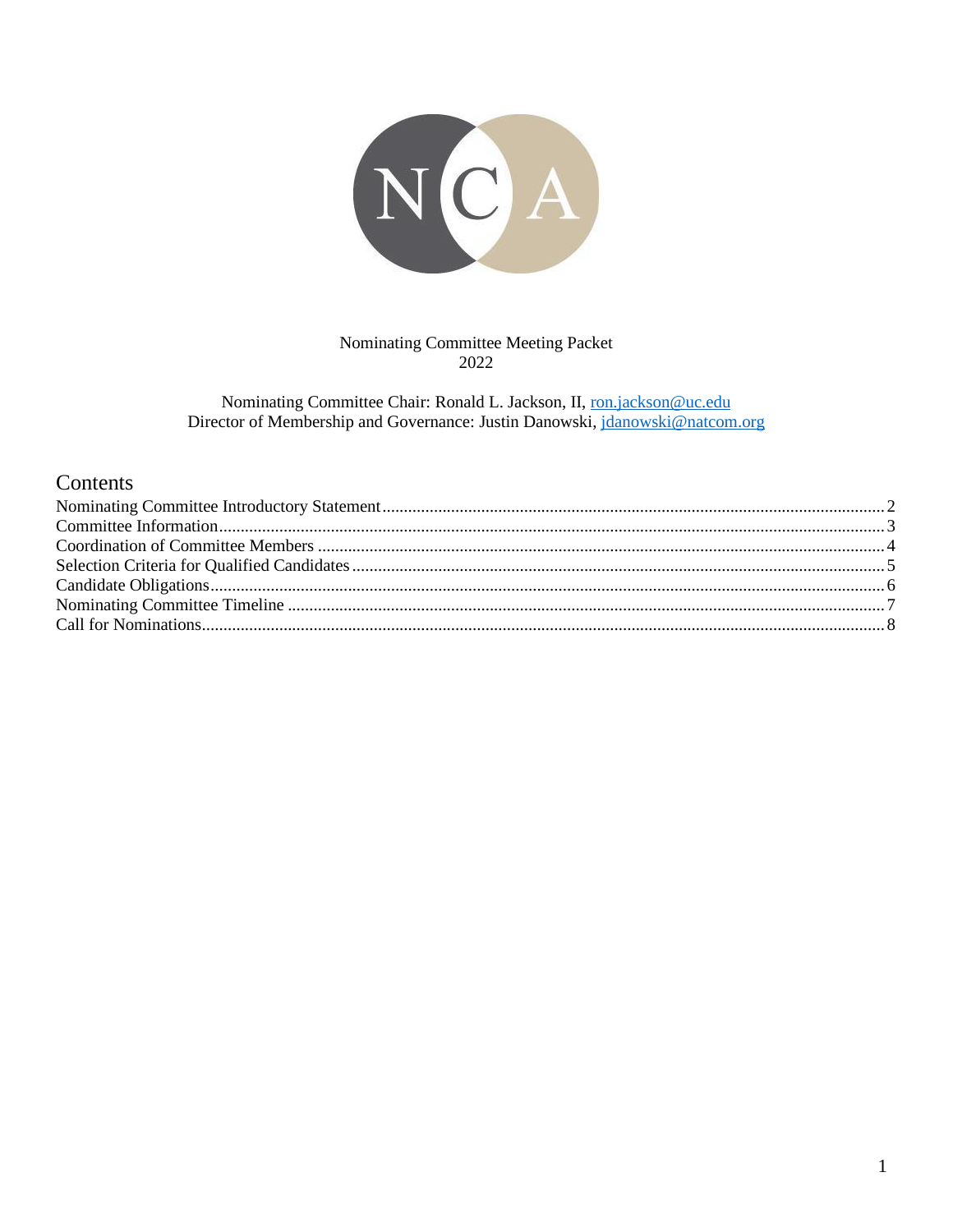Nominating Committee Meeting Packet
2022

Nominating Committee Chair: Ronald L. Jackson, II, ron.jackson@uc.edu
Director of Membership and Governance: Justin Danowski, jdanowski@natcom.org

## Contents

- Nominating Committee Introductory Statement ..... 2
- Committee Information ..... 3
- Coordination of Committee Members ..... 4
- Selection Criteria for Qualified Candidates ..... 5
- Candidate Obligations ..... 6
- Nominating Committee Timeline ..... 7
- Call for Nominations ..... 8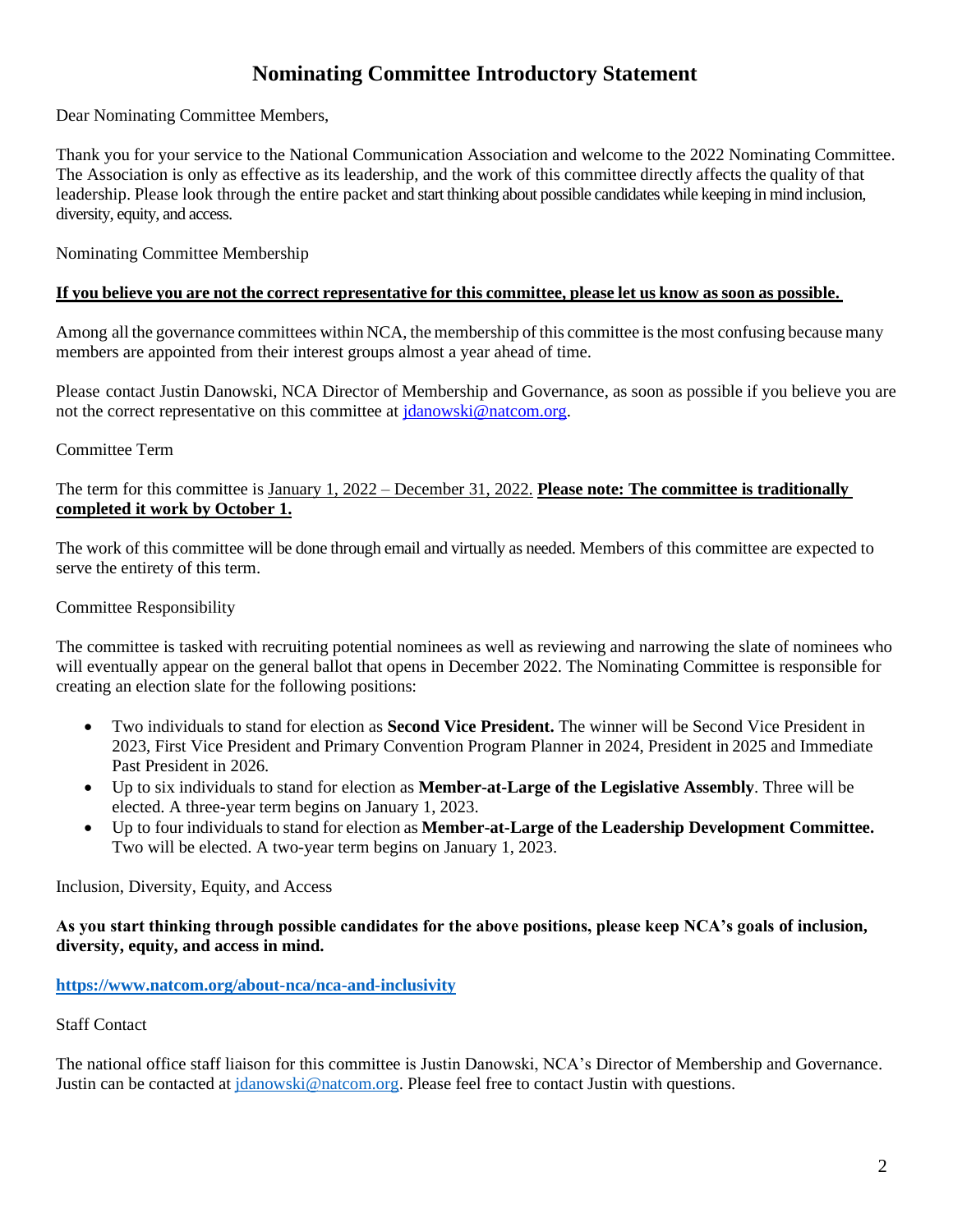# Nominating Committee Introductory Statement

Dear Nominating Committee Members,

Thank you for your service to the National Communication Association and welcome to the 2022 Nominating Committee. The Association is only as effective as its leadership, and the work of this committee directly affects the quality of that leadership. Please look through the entire packet and start thinking about possible candidates while keeping in mind inclusion, diversity, equity, and access.

Nominating Committee Membership

**<u>If you believe you are not the correct representative for this committee, please let us know as soon as possible.</u>**

Among all the governance committees within NCA, the membership of this committee is the most confusing because many members are appointed from their interest groups almost a year ahead of time.

Please contact Justin Danowski, NCA Director of Membership and Governance, as soon as possible if you believe you are not the correct representative on this committee at jdanowski@natcom.org.

Committee Term

The term for this committee is <u>January 1, 2022 – December 31, 2022</u>. **<u>Please note: The committee is traditionally completed it work by October 1.</u>**

The work of this committee will be done through email and virtually as needed. Members of this committee are expected to serve the entirety of this term.

Committee Responsibility

The committee is tasked with recruiting potential nominees as well as reviewing and narrowing the slate of nominees who will eventually appear on the general ballot that opens in December 2022. The Nominating Committee is responsible for creating an election slate for the following positions:

- Two individuals to stand for election as **Second Vice President.** The winner will be Second Vice President in 2023, First Vice President and Primary Convention Program Planner in 2024, President in 2025 and Immediate Past President in 2026.
- Up to six individuals to stand for election as **Member-at-Large of the Legislative Assembly**. Three will be elected. A three-year term begins on January 1, 2023.
- Up to four individuals to stand for election as **Member-at-Large of the Leadership Development Committee.** Two will be elected. A two-year term begins on January 1, 2023.

Inclusion, Diversity, Equity, and Access

**As you start thinking through possible candidates for the above positions, please keep NCA's goals of inclusion, diversity, equity, and access in mind.**

**<u>https://www.natcom.org/about-nca/nca-and-inclusivity</u>**

Staff Contact

The national office staff liaison for this committee is Justin Danowski, NCA's Director of Membership and Governance. Justin can be contacted at jdanowski@natcom.org. Please feel free to contact Justin with questions.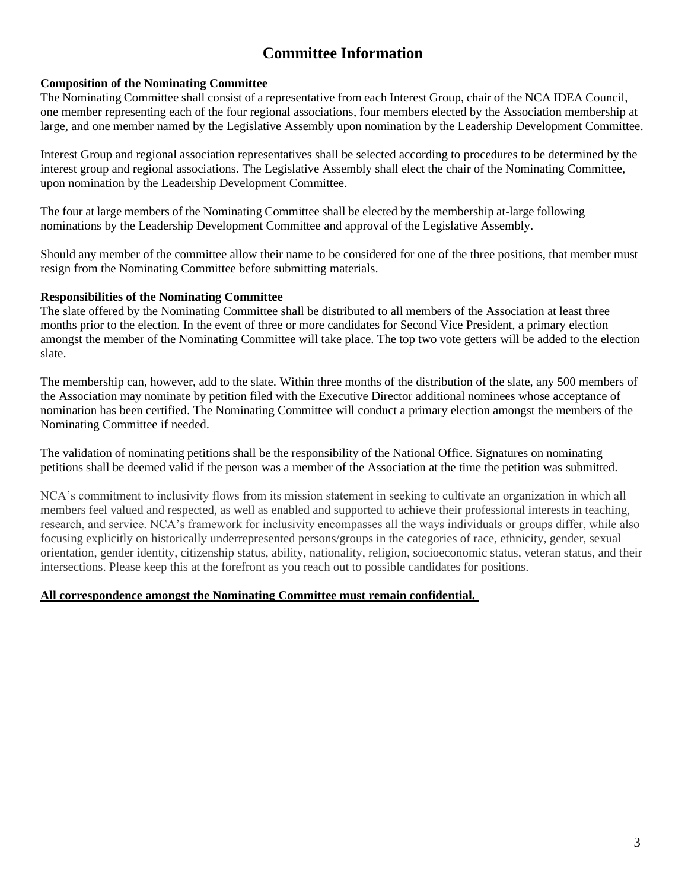# Committee Information

**Composition of the Nominating Committee**

The Nominating Committee shall consist of a representative from each Interest Group, chair of the NCA IDEA Council, one member representing each of the four regional associations, four members elected by the Association membership at large, and one member named by the Legislative Assembly upon nomination by the Leadership Development Committee.

Interest Group and regional association representatives shall be selected according to procedures to be determined by the interest group and regional associations. The Legislative Assembly shall elect the chair of the Nominating Committee, upon nomination by the Leadership Development Committee.

The four at large members of the Nominating Committee shall be elected by the membership at-large following nominations by the Leadership Development Committee and approval of the Legislative Assembly.

Should any member of the committee allow their name to be considered for one of the three positions, that member must resign from the Nominating Committee before submitting materials.

**Responsibilities of the Nominating Committee**

The slate offered by the Nominating Committee shall be distributed to all members of the Association at least three months prior to the election. In the event of three or more candidates for Second Vice President, a primary election amongst the member of the Nominating Committee will take place. The top two vote getters will be added to the election slate.

The membership can, however, add to the slate. Within three months of the distribution of the slate, any 500 members of the Association may nominate by petition filed with the Executive Director additional nominees whose acceptance of nomination has been certified. The Nominating Committee will conduct a primary election amongst the members of the Nominating Committee if needed.

The validation of nominating petitions shall be the responsibility of the National Office. Signatures on nominating petitions shall be deemed valid if the person was a member of the Association at the time the petition was submitted.

NCA's commitment to inclusivity flows from its mission statement in seeking to cultivate an organization in which all members feel valued and respected, as well as enabled and supported to achieve their professional interests in teaching, research, and service. NCA's framework for inclusivity encompasses all the ways individuals or groups differ, while also focusing explicitly on historically underrepresented persons/groups in the categories of race, ethnicity, gender, sexual orientation, gender identity, citizenship status, ability, nationality, religion, socioeconomic status, veteran status, and their intersections. Please keep this at the forefront as you reach out to possible candidates for positions.

**All correspondence amongst the Nominating Committee must remain confidential.**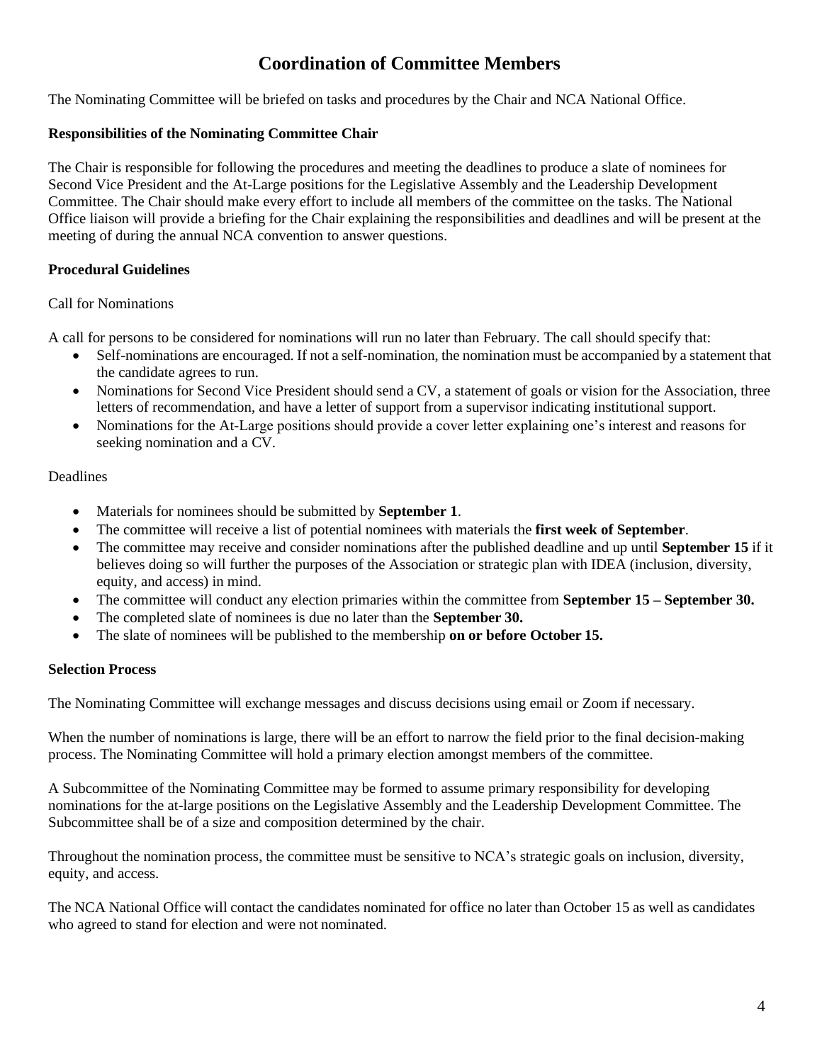# Coordination of Committee Members

The Nominating Committee will be briefed on tasks and procedures by the Chair and NCA National Office.

**Responsibilities of the Nominating Committee Chair**

The Chair is responsible for following the procedures and meeting the deadlines to produce a slate of nominees for Second Vice President and the At-Large positions for the Legislative Assembly and the Leadership Development Committee. The Chair should make every effort to include all members of the committee on the tasks. The National Office liaison will provide a briefing for the Chair explaining the responsibilities and deadlines and will be present at the meeting of during the annual NCA convention to answer questions.

**Procedural Guidelines**

Call for Nominations

A call for persons to be considered for nominations will run no later than February. The call should specify that:

- Self-nominations are encouraged. If not a self-nomination, the nomination must be accompanied by a statement that the candidate agrees to run.
- Nominations for Second Vice President should send a CV, a statement of goals or vision for the Association, three letters of recommendation, and have a letter of support from a supervisor indicating institutional support.
- Nominations for the At-Large positions should provide a cover letter explaining one's interest and reasons for seeking nomination and a CV.

Deadlines

- Materials for nominees should be submitted by **September 1**.
- The committee will receive a list of potential nominees with materials the **first week of September**.
- The committee may receive and consider nominations after the published deadline and up until **September 15** if it believes doing so will further the purposes of the Association or strategic plan with IDEA (inclusion, diversity, equity, and access) in mind.
- The committee will conduct any election primaries within the committee from **September 15 – September 30.**
- The completed slate of nominees is due no later than the **September 30.**
- The slate of nominees will be published to the membership **on or before October 15.**

**Selection Process**

The Nominating Committee will exchange messages and discuss decisions using email or Zoom if necessary.

When the number of nominations is large, there will be an effort to narrow the field prior to the final decision-making process. The Nominating Committee will hold a primary election amongst members of the committee.

A Subcommittee of the Nominating Committee may be formed to assume primary responsibility for developing nominations for the at-large positions on the Legislative Assembly and the Leadership Development Committee. The Subcommittee shall be of a size and composition determined by the chair.

Throughout the nomination process, the committee must be sensitive to NCA's strategic goals on inclusion, diversity, equity, and access.

The NCA National Office will contact the candidates nominated for office no later than October 15 as well as candidates who agreed to stand for election and were not nominated.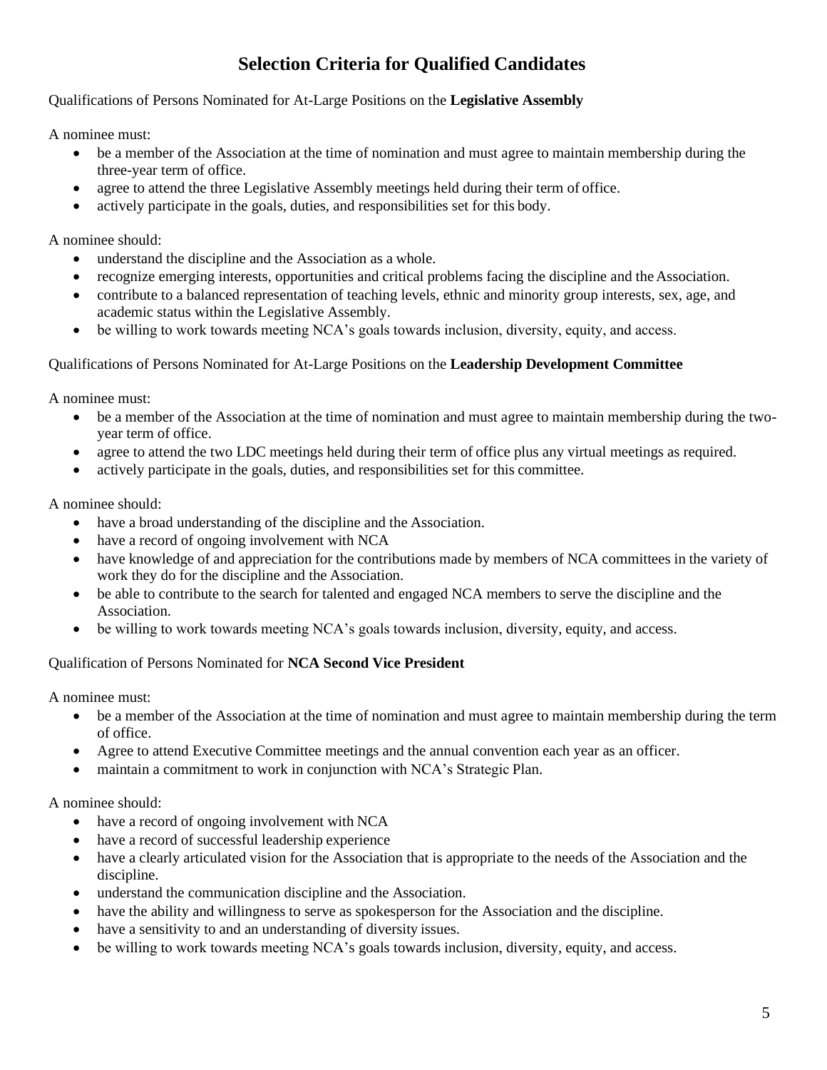# Selection Criteria for Qualified Candidates

Qualifications of Persons Nominated for At-Large Positions on the **Legislative Assembly**

A nominee must:

- be a member of the Association at the time of nomination and must agree to maintain membership during the three-year term of office.
- agree to attend the three Legislative Assembly meetings held during their term of office.
- actively participate in the goals, duties, and responsibilities set for this body.

A nominee should:

- understand the discipline and the Association as a whole.
- recognize emerging interests, opportunities and critical problems facing the discipline and the Association.
- contribute to a balanced representation of teaching levels, ethnic and minority group interests, sex, age, and academic status within the Legislative Assembly.
- be willing to work towards meeting NCA's goals towards inclusion, diversity, equity, and access.

Qualifications of Persons Nominated for At-Large Positions on the **Leadership Development Committee**

A nominee must:

- be a member of the Association at the time of nomination and must agree to maintain membership during the two-year term of office.
- agree to attend the two LDC meetings held during their term of office plus any virtual meetings as required.
- actively participate in the goals, duties, and responsibilities set for this committee.

A nominee should:

- have a broad understanding of the discipline and the Association.
- have a record of ongoing involvement with NCA
- have knowledge of and appreciation for the contributions made by members of NCA committees in the variety of work they do for the discipline and the Association.
- be able to contribute to the search for talented and engaged NCA members to serve the discipline and the Association.
- be willing to work towards meeting NCA's goals towards inclusion, diversity, equity, and access.

Qualification of Persons Nominated for **NCA Second Vice President**

A nominee must:

- be a member of the Association at the time of nomination and must agree to maintain membership during the term of office.
- Agree to attend Executive Committee meetings and the annual convention each year as an officer.
- maintain a commitment to work in conjunction with NCA's Strategic Plan.

A nominee should:

- have a record of ongoing involvement with NCA
- have a record of successful leadership experience
- have a clearly articulated vision for the Association that is appropriate to the needs of the Association and the discipline.
- understand the communication discipline and the Association.
- have the ability and willingness to serve as spokesperson for the Association and the discipline.
- have a sensitivity to and an understanding of diversity issues.
- be willing to work towards meeting NCA's goals towards inclusion, diversity, equity, and access.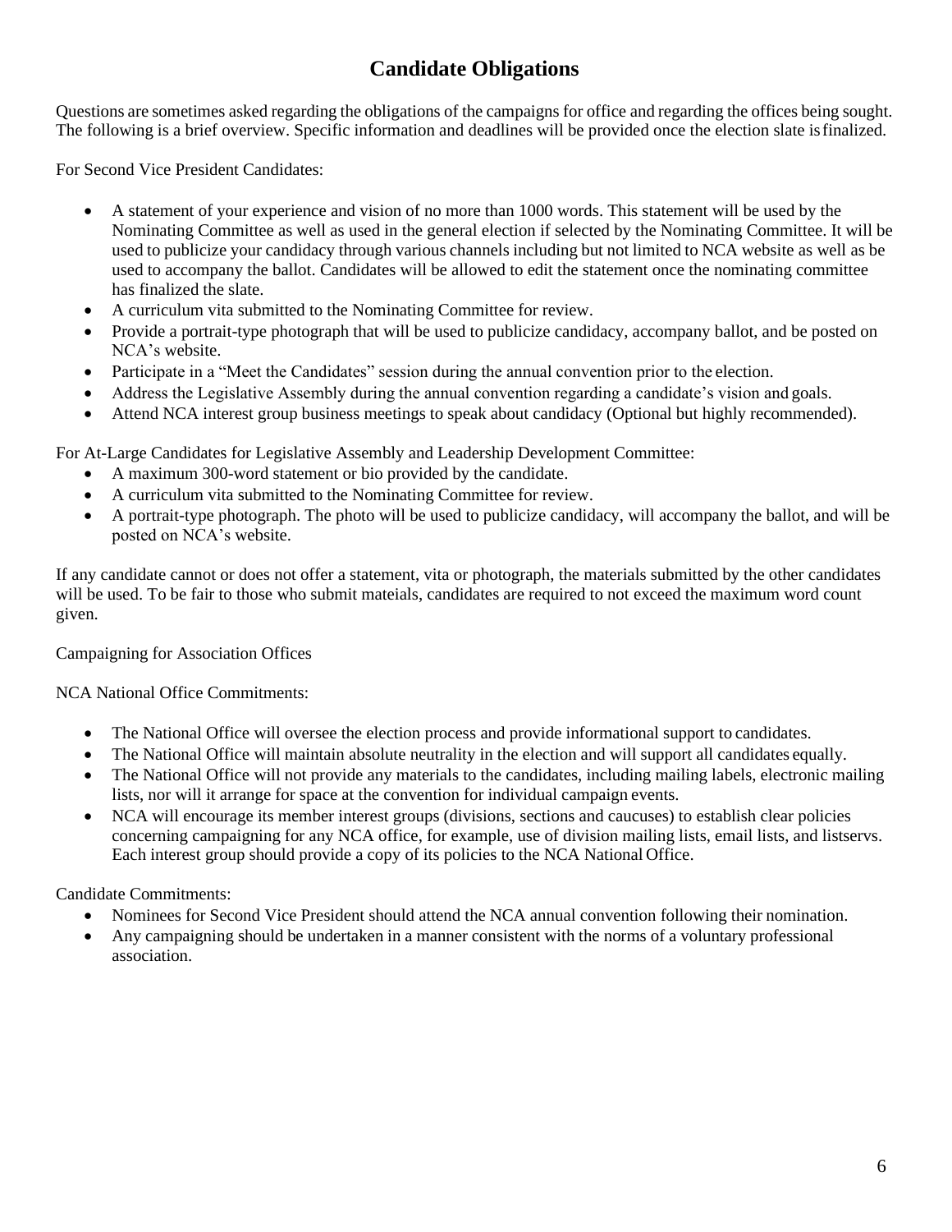# Candidate Obligations

Questions are sometimes asked regarding the obligations of the campaigns for office and regarding the offices being sought. The following is a brief overview. Specific information and deadlines will be provided once the election slate is finalized.

For Second Vice President Candidates:

- A statement of your experience and vision of no more than 1000 words. This statement will be used by the Nominating Committee as well as used in the general election if selected by the Nominating Committee. It will be used to publicize your candidacy through various channels including but not limited to NCA website as well as be used to accompany the ballot. Candidates will be allowed to edit the statement once the nominating committee has finalized the slate.
- A curriculum vita submitted to the Nominating Committee for review.
- Provide a portrait-type photograph that will be used to publicize candidacy, accompany ballot, and be posted on NCA's website.
- Participate in a "Meet the Candidates" session during the annual convention prior to the election.
- Address the Legislative Assembly during the annual convention regarding a candidate's vision and goals.
- Attend NCA interest group business meetings to speak about candidacy (Optional but highly recommended).

For At-Large Candidates for Legislative Assembly and Leadership Development Committee:

- A maximum 300-word statement or bio provided by the candidate.
- A curriculum vita submitted to the Nominating Committee for review.
- A portrait-type photograph. The photo will be used to publicize candidacy, will accompany the ballot, and will be posted on NCA's website.

If any candidate cannot or does not offer a statement, vita or photograph, the materials submitted by the other candidates will be used. To be fair to those who submit mateials, candidates are required to not exceed the maximum word count given.

Campaigning for Association Offices

NCA National Office Commitments:

- The National Office will oversee the election process and provide informational support to candidates.
- The National Office will maintain absolute neutrality in the election and will support all candidates equally.
- The National Office will not provide any materials to the candidates, including mailing labels, electronic mailing lists, nor will it arrange for space at the convention for individual campaign events.
- NCA will encourage its member interest groups (divisions, sections and caucuses) to establish clear policies concerning campaigning for any NCA office, for example, use of division mailing lists, email lists, and listservs. Each interest group should provide a copy of its policies to the NCA National Office.

Candidate Commitments:

- Nominees for Second Vice President should attend the NCA annual convention following their nomination.
- Any campaigning should be undertaken in a manner consistent with the norms of a voluntary professional association.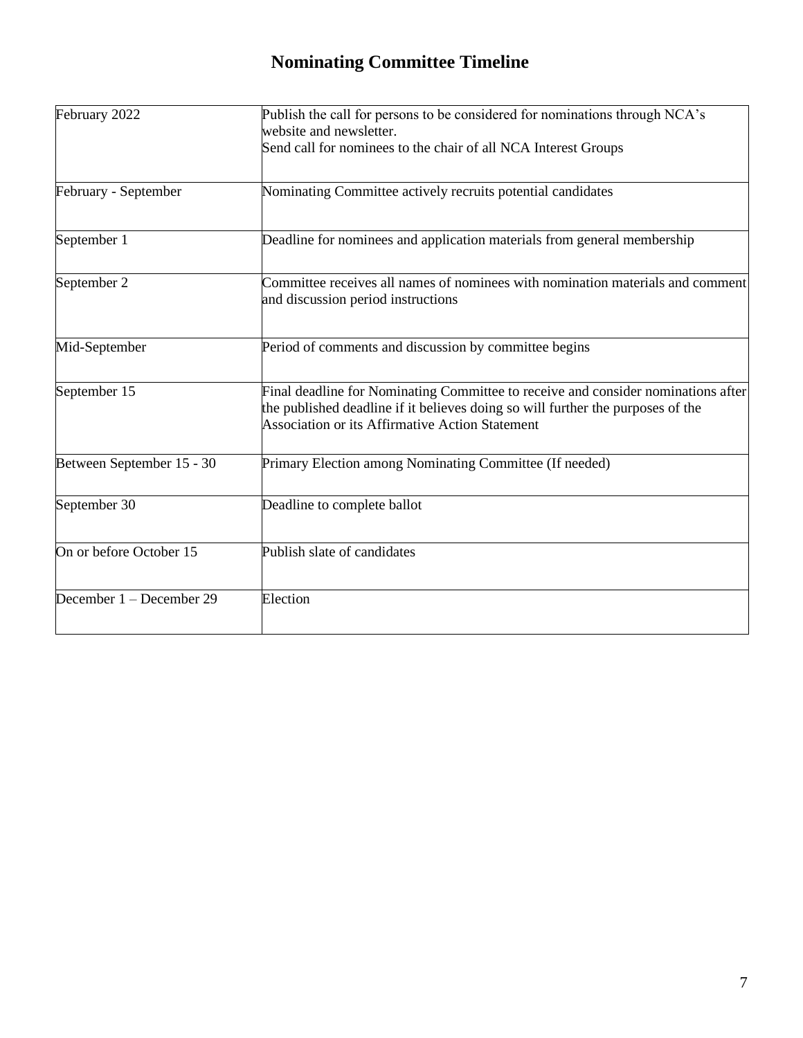# Nominating Committee Timeline

| | |
|---|---|
| February 2022 | Publish the call for persons to be considered for nominations through NCA's website and newsletter.<br>Send call for nominees to the chair of all NCA Interest Groups |
| February - September | Nominating Committee actively recruits potential candidates |
| September 1 | Deadline for nominees and application materials from general membership |
| September 2 | Committee receives all names of nominees with nomination materials and comment and discussion period instructions |
| Mid-September | Period of comments and discussion by committee begins |
| September 15 | Final deadline for Nominating Committee to receive and consider nominations after the published deadline if it believes doing so will further the purposes of the Association or its Affirmative Action Statement |
| Between September 15 - 30 | Primary Election among Nominating Committee (If needed) |
| September 30 | Deadline to complete ballot |
| On or before October 15 | Publish slate of candidates |
| December 1 – December 29 | Election |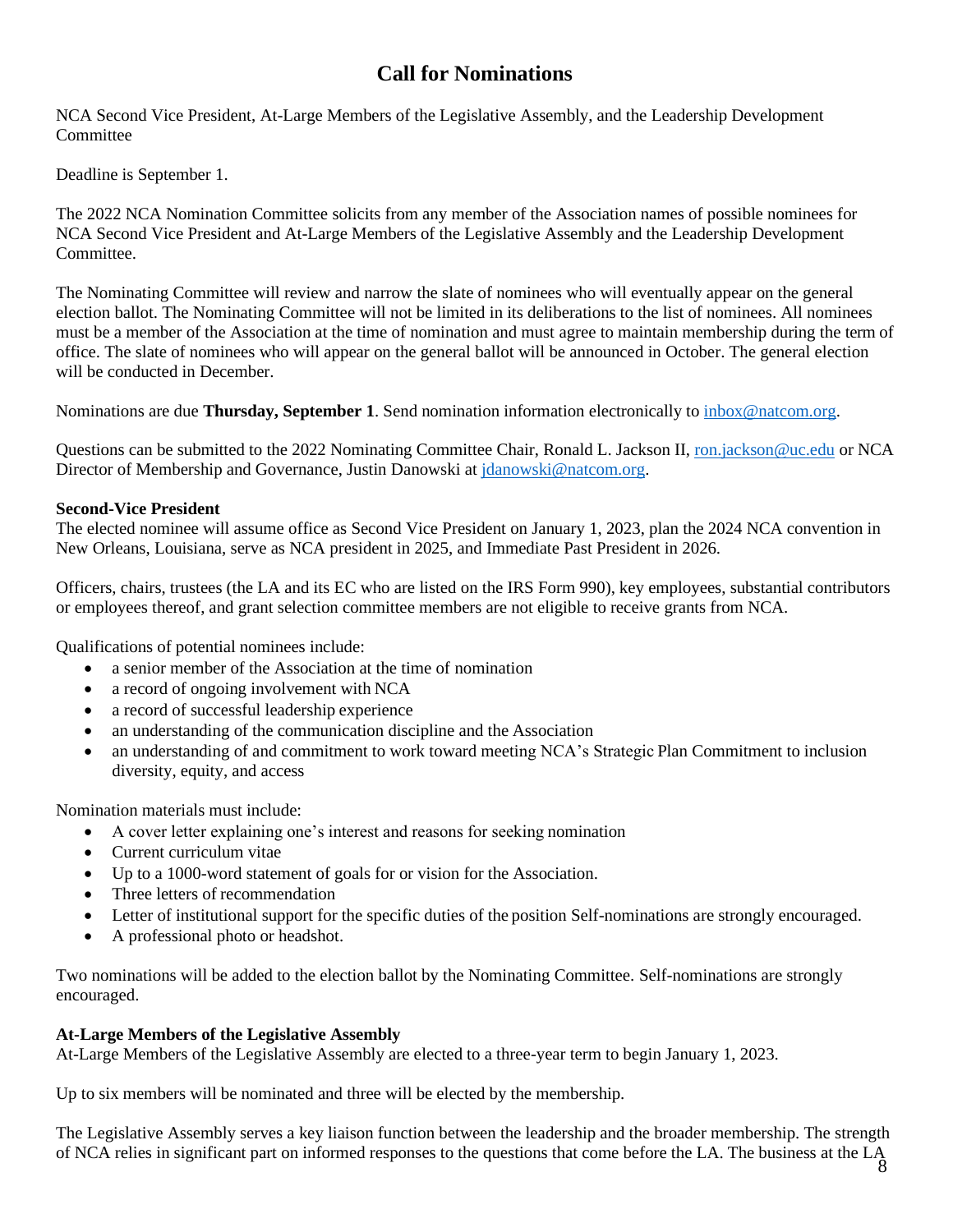# Call for Nominations

NCA Second Vice President, At-Large Members of the Legislative Assembly, and the Leadership Development Committee

Deadline is September 1.

The 2022 NCA Nomination Committee solicits from any member of the Association names of possible nominees for NCA Second Vice President and At-Large Members of the Legislative Assembly and the Leadership Development Committee.

The Nominating Committee will review and narrow the slate of nominees who will eventually appear on the general election ballot. The Nominating Committee will not be limited in its deliberations to the list of nominees. All nominees must be a member of the Association at the time of nomination and must agree to maintain membership during the term of office. The slate of nominees who will appear on the general ballot will be announced in October. The general election will be conducted in December.

Nominations are due **Thursday, September 1**. Send nomination information electronically to inbox@natcom.org.

Questions can be submitted to the 2022 Nominating Committee Chair, Ronald L. Jackson II, ron.jackson@uc.edu or NCA Director of Membership and Governance, Justin Danowski at jdanowski@natcom.org.

**Second-Vice President**

The elected nominee will assume office as Second Vice President on January 1, 2023, plan the 2024 NCA convention in New Orleans, Louisiana, serve as NCA president in 2025, and Immediate Past President in 2026.

Officers, chairs, trustees (the LA and its EC who are listed on the IRS Form 990), key employees, substantial contributors or employees thereof, and grant selection committee members are not eligible to receive grants from NCA.

Qualifications of potential nominees include:

- a senior member of the Association at the time of nomination
- a record of ongoing involvement with NCA
- a record of successful leadership experience
- an understanding of the communication discipline and the Association
- an understanding of and commitment to work toward meeting NCA's Strategic Plan Commitment to inclusion diversity, equity, and access

Nomination materials must include:

- A cover letter explaining one's interest and reasons for seeking nomination
- Current curriculum vitae
- Up to a 1000-word statement of goals for or vision for the Association.
- Three letters of recommendation
- Letter of institutional support for the specific duties of the position Self-nominations are strongly encouraged.
- A professional photo or headshot.

Two nominations will be added to the election ballot by the Nominating Committee. Self-nominations are strongly encouraged.

**At-Large Members of the Legislative Assembly**

At-Large Members of the Legislative Assembly are elected to a three-year term to begin January 1, 2023.

Up to six members will be nominated and three will be elected by the membership.

The Legislative Assembly serves a key liaison function between the leadership and the broader membership. The strength of NCA relies in significant part on informed responses to the questions that come before the LA. The business at the LA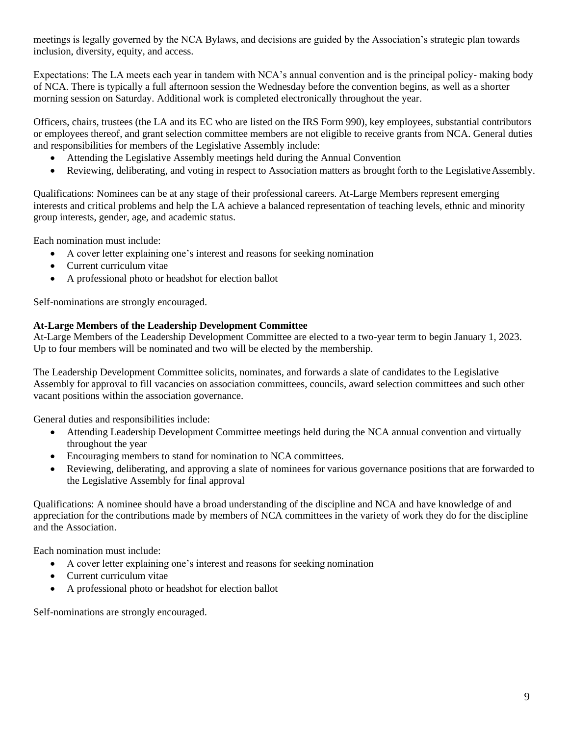meetings is legally governed by the NCA Bylaws, and decisions are guided by the Association's strategic plan towards inclusion, diversity, equity, and access.

Expectations: The LA meets each year in tandem with NCA's annual convention and is the principal policy- making body of NCA. There is typically a full afternoon session the Wednesday before the convention begins, as well as a shorter morning session on Saturday. Additional work is completed electronically throughout the year.

Officers, chairs, trustees (the LA and its EC who are listed on the IRS Form 990), key employees, substantial contributors or employees thereof, and grant selection committee members are not eligible to receive grants from NCA. General duties and responsibilities for members of the Legislative Assembly include:

- Attending the Legislative Assembly meetings held during the Annual Convention
- Reviewing, deliberating, and voting in respect to Association matters as brought forth to the Legislative Assembly.

Qualifications: Nominees can be at any stage of their professional careers. At-Large Members represent emerging interests and critical problems and help the LA achieve a balanced representation of teaching levels, ethnic and minority group interests, gender, age, and academic status.

Each nomination must include:

- A cover letter explaining one's interest and reasons for seeking nomination
- Current curriculum vitae
- A professional photo or headshot for election ballot

Self-nominations are strongly encouraged.

**At-Large Members of the Leadership Development Committee**

At-Large Members of the Leadership Development Committee are elected to a two-year term to begin January 1, 2023. Up to four members will be nominated and two will be elected by the membership.

The Leadership Development Committee solicits, nominates, and forwards a slate of candidates to the Legislative Assembly for approval to fill vacancies on association committees, councils, award selection committees and such other vacant positions within the association governance.

General duties and responsibilities include:

- Attending Leadership Development Committee meetings held during the NCA annual convention and virtually throughout the year
- Encouraging members to stand for nomination to NCA committees.
- Reviewing, deliberating, and approving a slate of nominees for various governance positions that are forwarded to the Legislative Assembly for final approval

Qualifications: A nominee should have a broad understanding of the discipline and NCA and have knowledge of and appreciation for the contributions made by members of NCA committees in the variety of work they do for the discipline and the Association.

Each nomination must include:

- A cover letter explaining one's interest and reasons for seeking nomination
- Current curriculum vitae
- A professional photo or headshot for election ballot

Self-nominations are strongly encouraged.